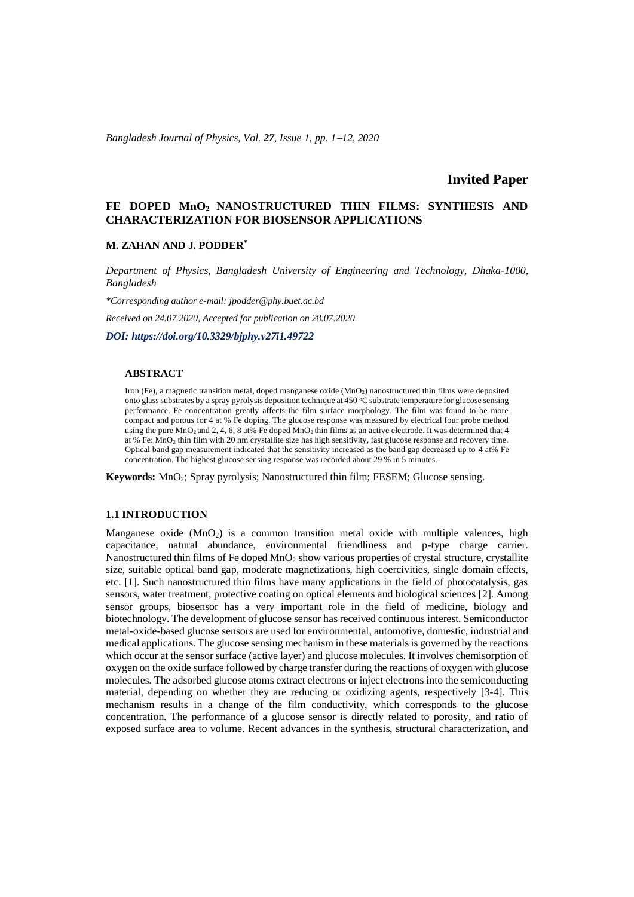**Invited Paper**

# FE DOPED $MnO_2$ NANOSTRUCTURED THIN FILMS: SYNTHESIS AND CHARACTERIZATION FOR BIOSENSOR APPLICATIONS

**M. ZAHAN AND J. PODDER***

*Department of Physics, Bangladesh University of Engineering and Technology, Dhaka-1000, Bangladesh*

*\*Corresponding author e-mail: jpodder@phy.buet.ac.bd*

*Received on 24.07.2020, Accepted for publication on 28.07.2020*

***DOI: https://doi.org/10.3329/bjphy.v27i1.49722***

## ABSTRACT

Iron (Fe), a magnetic transition metal, doped manganese oxide ($MnO_2$) nanostructured thin films were deposited onto glass substrates by a spray pyrolysis deposition technique at 450 °C substrate temperature for glucose sensing performance. Fe concentration greatly affects the film surface morphology. The film was found to be more compact and porous for 4 at % Fe doping. The glucose response was measured by electrical four probe method using the pure $MnO_2$ and 2, 4, 6, 8 at% Fe doped $MnO_2$ thin films as an active electrode. It was determined that 4 at % Fe: $MnO_2$ thin film with 20 nm crystallite size has high sensitivity, fast glucose response and recovery time. Optical band gap measurement indicated that the sensitivity increased as the band gap decreased up to 4 at% Fe concentration. The highest glucose sensing response was recorded about 29 % in 5 minutes.

**Keywords:** $MnO_2$; Spray pyrolysis; Nanostructured thin film; FESEM; Glucose sensing.

## 1.1 INTRODUCTION

Manganese oxide ($MnO_2$) is a common transition metal oxide with multiple valences, high capacitance, natural abundance, environmental friendliness and p-type charge carrier. Nanostructured thin films of Fe doped $MnO_2$ show various properties of crystal structure, crystallite size, suitable optical band gap, moderate magnetizations, high coercivities, single domain effects, etc. [1]. Such nanostructured thin films have many applications in the field of photocatalysis, gas sensors, water treatment, protective coating on optical elements and biological sciences [2]. Among sensor groups, biosensor has a very important role in the field of medicine, biology and biotechnology. The development of glucose sensor has received continuous interest. Semiconductor metal-oxide-based glucose sensors are used for environmental, automotive, domestic, industrial and medical applications. The glucose sensing mechanism in these materials is governed by the reactions which occur at the sensor surface (active layer) and glucose molecules. It involves chemisorption of oxygen on the oxide surface followed by charge transfer during the reactions of oxygen with glucose molecules. The adsorbed glucose atoms extract electrons or inject electrons into the semiconducting material, depending on whether they are reducing or oxidizing agents, respectively [3-4]. This mechanism results in a change of the film conductivity, which corresponds to the glucose concentration. The performance of a glucose sensor is directly related to porosity, and ratio of exposed surface area to volume. Recent advances in the synthesis, structural characterization, and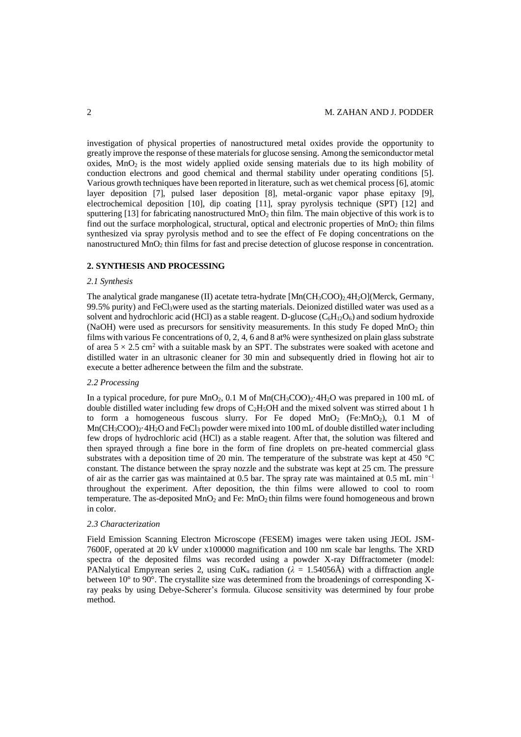investigation of physical properties of nanostructured metal oxides provide the opportunity to greatly improve the response of these materials for glucose sensing. Among the semiconductor metal oxides, $MnO_2$ is the most widely applied oxide sensing materials due to its high mobility of conduction electrons and good chemical and thermal stability under operating conditions [5]. Various growth techniques have been reported in literature, such as wet chemical process [6], atomic layer deposition [7], pulsed laser deposition [8], metal-organic vapor phase epitaxy [9], electrochemical deposition [10], dip coating [11], spray pyrolysis technique (SPT) [12] and sputtering [13] for fabricating nanostructured $MnO_2$ thin film. The main objective of this work is to find out the surface morphological, structural, optical and electronic properties of $MnO_2$ thin films synthesized via spray pyrolysis method and to see the effect of Fe doping concentrations on the nanostructured $MnO_2$ thin films for fast and precise detection of glucose response in concentration.

## 2. SYNTHESIS AND PROCESSING

### *2.1 Synthesis*

The analytical grade manganese (II) acetate tetra-hydrate [$Mn(CH_3COO)_2.4H_2O$](Merck, Germany, 99.5% purity) and $FeCl_3$were used as the starting materials. Deionized distilled water was used as a solvent and hydrochloric acid (HCl) as a stable reagent. D-glucose ($C_6H_{12}O_6$) and sodium hydroxide (NaOH) were used as precursors for sensitivity measurements. In this study Fe doped $MnO_2$ thin films with various Fe concentrations of 0, 2, 4, 6 and 8 at% were synthesized on plain glass substrate of area $5 \times 2.5$ cm$^2$ with a suitable mask by an SPT. The substrates were soaked with acetone and distilled water in an ultrasonic cleaner for 30 min and subsequently dried in flowing hot air to execute a better adherence between the film and the substrate.

### *2.2 Processing*

In a typical procedure, for pure $MnO_2$, 0.1 M of $Mn(CH_3COO)_2{\cdot}4H_2O$ was prepared in 100 mL of double distilled water including few drops of $C_2H_5OH$ and the mixed solvent was stirred about 1 h to form a homogeneous fuscous slurry. For Fe doped $MnO_2$ (Fe:$MnO_2$), 0.1 M of $Mn(CH_3COO)_2{\cdot}4H_2O$ and $FeCl_3$ powder were mixed into 100 mL of double distilled water including few drops of hydrochloric acid (HCl) as a stable reagent. After that, the solution was filtered and then sprayed through a fine bore in the form of fine droplets on pre-heated commercial glass substrates with a deposition time of 20 min. The temperature of the substrate was kept at 450 °C constant. The distance between the spray nozzle and the substrate was kept at 25 cm. The pressure of air as the carrier gas was maintained at 0.5 bar. The spray rate was maintained at 0.5 mL min$^{-1}$ throughout the experiment. After deposition, the thin films were allowed to cool to room temperature. The as-deposited $MnO_2$ and Fe: $MnO_2$ thin films were found homogeneous and brown in color.

### *2.3 Characterization*

Field Emission Scanning Electron Microscope (FESEM) images were taken using JEOL JSM-7600F, operated at 20 kV under x100000 magnification and 100 nm scale bar lengths. The XRD spectra of the deposited films was recorded using a powder X-ray Diffractometer (model: PANalytical Empyrean series 2, using CuK$_\alpha$ radiation ($\lambda$ = 1.54056Å) with a diffraction angle between 10° to 90°. The crystallite size was determined from the broadenings of corresponding X-ray peaks by using Debye-Scherer's formula. Glucose sensitivity was determined by four probe method.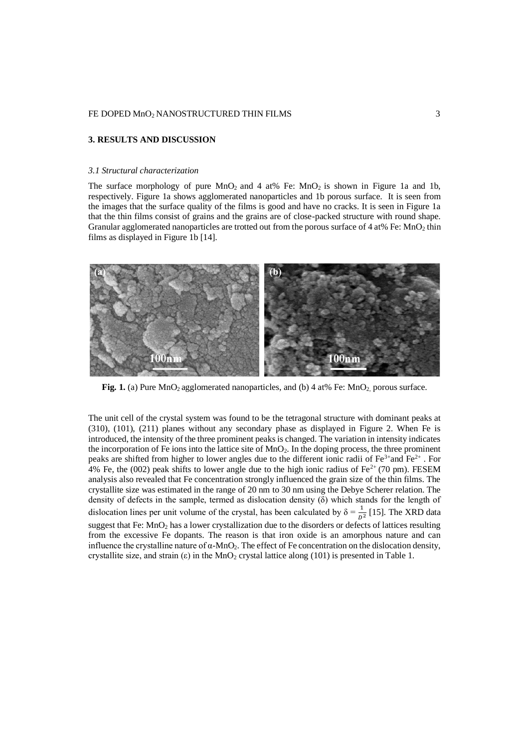## 3. RESULTS AND DISCUSSION

### *3.1 Structural characterization*

The surface morphology of pure $MnO_2$ and 4 at% Fe: $MnO_2$ is shown in Figure 1a and 1b, respectively. Figure 1a shows agglomerated nanoparticles and 1b porous surface. It is seen from the images that the surface quality of the films is good and have no cracks. It is seen in Figure 1a that the thin films consist of grains and the grains are of close-packed structure with round shape. Granular agglomerated nanoparticles are trotted out from the porous surface of 4 at% Fe: $MnO_2$ thin films as displayed in Figure 1b [14].

**Fig. 1.** (a) Pure $MnO_2$ agglomerated nanoparticles, and (b) 4 at% Fe: $MnO_2$, porous surface.

The unit cell of the crystal system was found to be the tetragonal structure with dominant peaks at (310), (101), (211) planes without any secondary phase as displayed in Figure 2. When Fe is introduced, the intensity of the three prominent peaks is changed. The variation in intensity indicates the incorporation of Fe ions into the lattice site of $MnO_2$. In the doping process, the three prominent peaks are shifted from higher to lower angles due to the different ionic radii of $Fe^{3+}$and $Fe^{2+}$ . For 4% Fe, the (002) peak shifts to lower angle due to the high ionic radius of $Fe^{2+}$ (70 pm). FESEM analysis also revealed that Fe concentration strongly influenced the grain size of the thin films. The crystallite size was estimated in the range of 20 nm to 30 nm using the Debye Scherer relation. The density of defects in the sample, termed as dislocation density ($\delta$) which stands for the length of dislocation lines per unit volume of the crystal, has been calculated by $\delta = \frac{1}{D^2}$ [15]. The XRD data suggest that Fe: $MnO_2$ has a lower crystallization due to the disorders or defects of lattices resulting from the excessive Fe dopants. The reason is that iron oxide is an amorphous nature and can influence the crystalline nature of $\alpha$-$MnO_2$. The effect of Fe concentration on the dislocation density, crystallite size, and strain ($\varepsilon$) in the $MnO_2$ crystal lattice along (101) is presented in Table 1.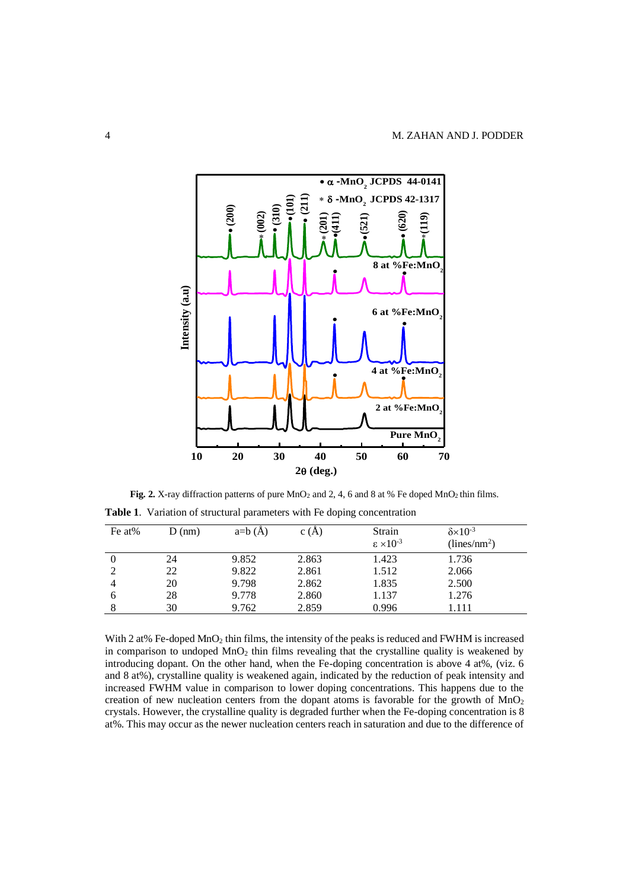**Fig. 2.** X-ray diffraction patterns of pure $MnO_2$ and 2, 4, 6 and 8 at % Fe doped $MnO_2$ thin films.

**Table 1**. Variation of structural parameters with Fe doping concentration

| Fe at% | D (nm) | a=b (Å) | c (Å) | Strain $\varepsilon \times 10^{-3}$ | $\delta \times 10^{-3}$ (lines/nm$^2$) |
|---|---|---|---|---|---|
| 0 | 24 | 9.852 | 2.863 | 1.423 | 1.736 |
| 2 | 22 | 9.822 | 2.861 | 1.512 | 2.066 |
| 4 | 20 | 9.798 | 2.862 | 1.835 | 2.500 |
| 6 | 28 | 9.778 | 2.860 | 1.137 | 1.276 |
| 8 | 30 | 9.762 | 2.859 | 0.996 | 1.111 |

With 2 at% Fe-doped $MnO_2$ thin films, the intensity of the peaks is reduced and FWHM is increased in comparison to undoped $MnO_2$ thin films revealing that the crystalline quality is weakened by introducing dopant. On the other hand, when the Fe-doping concentration is above 4 at%, (viz. 6 and 8 at%), crystalline quality is weakened again, indicated by the reduction of peak intensity and increased FWHM value in comparison to lower doping concentrations. This happens due to the creation of new nucleation centers from the dopant atoms is favorable for the growth of $MnO_2$ crystals. However, the crystalline quality is degraded further when the Fe-doping concentration is 8 at%. This may occur as the newer nucleation centers reach in saturation and due to the difference of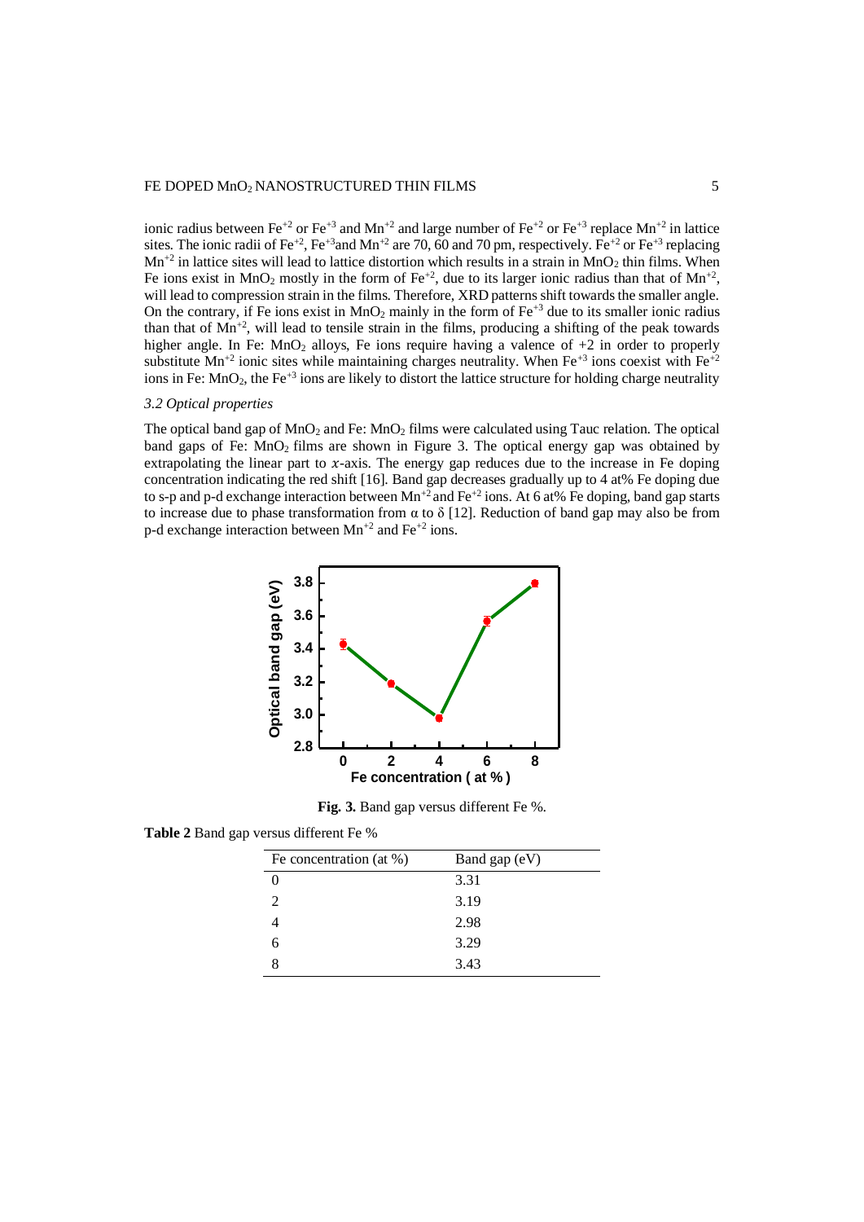ionic radius between $Fe^{+2}$ or $Fe^{+3}$ and $Mn^{+2}$ and large number of $Fe^{+2}$ or $Fe^{+3}$ replace $Mn^{+2}$ in lattice sites. The ionic radii of $Fe^{+2}$, $Fe^{+3}$and $Mn^{+2}$ are 70, 60 and 70 pm, respectively. $Fe^{+2}$ or $Fe^{+3}$ replacing $Mn^{+2}$ in lattice sites will lead to lattice distortion which results in a strain in $MnO_2$ thin films. When Fe ions exist in $MnO_2$ mostly in the form of $Fe^{+2}$, due to its larger ionic radius than that of $Mn^{+2}$, will lead to compression strain in the films. Therefore, XRD patterns shift towards the smaller angle. On the contrary, if Fe ions exist in $MnO_2$ mainly in the form of $Fe^{+3}$ due to its smaller ionic radius than that of $Mn^{+2}$, will lead to tensile strain in the films, producing a shifting of the peak towards higher angle. In Fe: $MnO_2$ alloys, Fe ions require having a valence of +2 in order to properly substitute $Mn^{+2}$ ionic sites while maintaining charges neutrality. When $Fe^{+3}$ ions coexist with $Fe^{+2}$ ions in Fe: $MnO_2$, the $Fe^{+3}$ ions are likely to distort the lattice structure for holding charge neutrality

### *3.2 Optical properties*

The optical band gap of $MnO_2$ and Fe: $MnO_2$ films were calculated using Tauc relation. The optical band gaps of Fe: $MnO_2$ films are shown in Figure 3. The optical energy gap was obtained by extrapolating the linear part to $x$-axis. The energy gap reduces due to the increase in Fe doping concentration indicating the red shift [16]. Band gap decreases gradually up to 4 at% Fe doping due to s-p and p-d exchange interaction between $Mn^{+2}$ and $Fe^{+2}$ ions. At 6 at% Fe doping, band gap starts to increase due to phase transformation from $\alpha$ to $\delta$ [12]. Reduction of band gap may also be from p-d exchange interaction between $Mn^{+2}$ and $Fe^{+2}$ ions.

**Fig. 3.** Band gap versus different Fe %.

**Table 2** Band gap versus different Fe %

| Fe concentration (at %) | Band gap (eV) |
|---|---|
| 0 | 3.31 |
| 2 | 3.19 |
| 4 | 2.98 |
| 6 | 3.29 |
| 8 | 3.43 |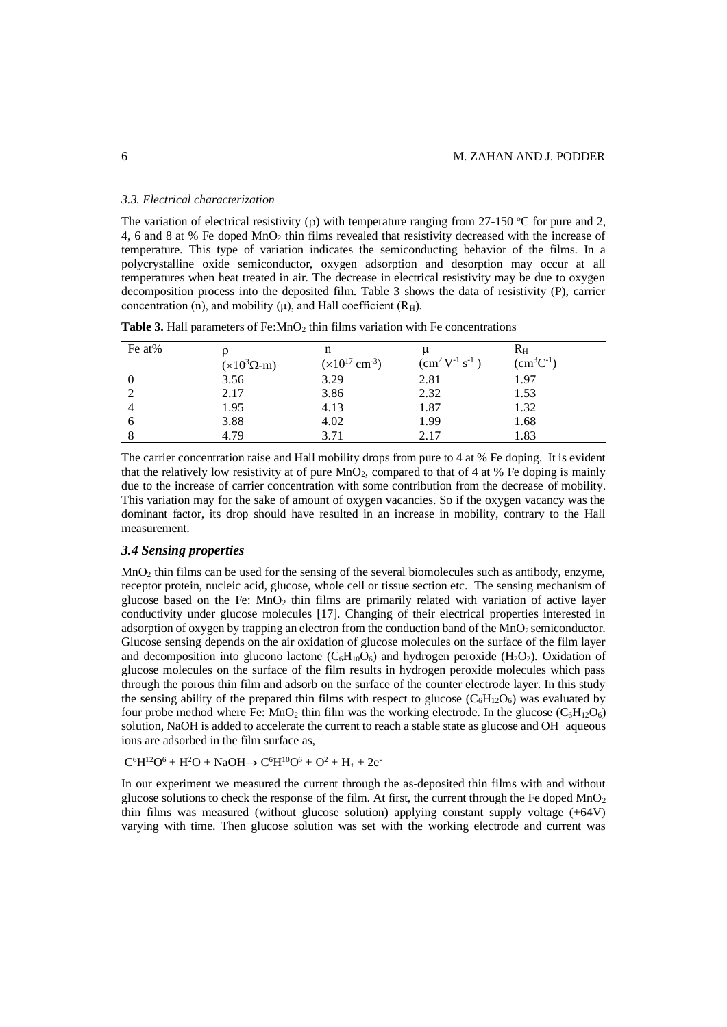### 3.3. Electrical characterization

The variation of electrical resistivity ($\rho$) with temperature ranging from 27-150 °C for pure and 2, 4, 6 and 8 at % Fe doped $MnO_2$ thin films revealed that resistivity decreased with the increase of temperature. This type of variation indicates the semiconducting behavior of the films. In a polycrystalline oxide semiconductor, oxygen adsorption and desorption may occur at all temperatures when heat treated in air. The decrease in electrical resistivity may be due to oxygen decomposition process into the deposited film. Table 3 shows the data of resistivity (P), carrier concentration (n), and mobility ($\mu$), and Hall coefficient ($R_H$).

**Table 3.** Hall parameters of Fe:$MnO_2$ thin films variation with Fe concentrations

| Fe at% | $\rho$ ($\times 10^3 \Omega$-m) | n ($\times 10^{17}$ cm$^{-3}$) | $\mu$ (cm$^2$ V$^{-1}$ s$^{-1}$) | $R_H$ (cm$^3$C$^{-1}$) |
|---|---|---|---|---|
| 0 | 3.56 | 3.29 | 2.81 | 1.97 |
| 2 | 2.17 | 3.86 | 2.32 | 1.53 |
| 4 | 1.95 | 4.13 | 1.87 | 1.32 |
| 6 | 3.88 | 4.02 | 1.99 | 1.68 |
| 8 | 4.79 | 3.71 | 2.17 | 1.83 |

The carrier concentration raise and Hall mobility drops from pure to 4 at % Fe doping. It is evident that the relatively low resistivity at of pure $MnO_2$, compared to that of 4 at % Fe doping is mainly due to the increase of carrier concentration with some contribution from the decrease of mobility. This variation may for the sake of amount of oxygen vacancies. So if the oxygen vacancy was the dominant factor, its drop should have resulted in an increase in mobility, contrary to the Hall measurement.

### 3.4 Sensing properties

$MnO_2$ thin films can be used for the sensing of the several biomolecules such as antibody, enzyme, receptor protein, nucleic acid, glucose, whole cell or tissue section etc. The sensing mechanism of glucose based on the Fe: $MnO_2$ thin films are primarily related with variation of active layer conductivity under glucose molecules [17]. Changing of their electrical properties interested in adsorption of oxygen by trapping an electron from the conduction band of the $MnO_2$ semiconductor. Glucose sensing depends on the air oxidation of glucose molecules on the surface of the film layer and decomposition into glucono lactone ($C_6H_{10}O_6$) and hydrogen peroxide ($H_2O_2$). Oxidation of glucose molecules on the surface of the film results in hydrogen peroxide molecules which pass through the porous thin film and adsorb on the surface of the counter electrode layer. In this study the sensing ability of the prepared thin films with respect to glucose ($C_6H_{12}O_6$) was evaluated by four probe method where Fe: $MnO_2$ thin film was the working electrode. In the glucose ($C_6H_{12}O_6$) solution, NaOH is added to accelerate the current to reach a stable state as glucose and $OH^-$ aqueous ions are adsorbed in the film surface as,

$$C^6H^{12}O^6 + H^2O + NaOH \rightarrow C^6H^{10}O^6 + O^2 + H_+ + 2e^-$$

In our experiment we measured the current through the as-deposited thin films with and without glucose solutions to check the response of the film. At first, the current through the Fe doped $MnO_2$ thin films was measured (without glucose solution) applying constant supply voltage (+64V) varying with time. Then glucose solution was set with the working electrode and current was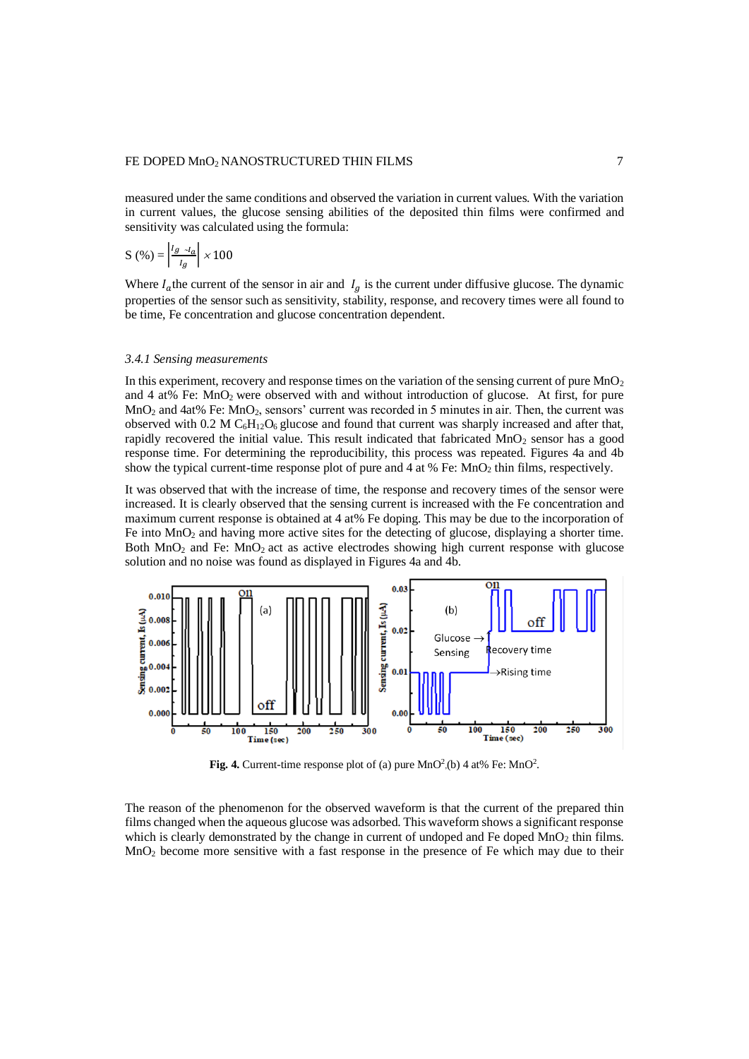measured under the same conditions and observed the variation in current values. With the variation in current values, the glucose sensing abilities of the deposited thin films were confirmed and sensitivity was calculated using the formula:

$$S\,(\%) = \left|\frac{I_g - I_a}{I_g}\right| \times 100$$

Where $I_a$ the current of the sensor in air and $I_g$ is the current under diffusive glucose. The dynamic properties of the sensor such as sensitivity, stability, response, and recovery times were all found to be time, Fe concentration and glucose concentration dependent.

*3.4.1 Sensing measurements*

In this experiment, recovery and response times on the variation of the sensing current of pure $MnO_2$ and 4 at% Fe: $MnO_2$ were observed with and without introduction of glucose. At first, for pure $MnO_2$ and 4at% Fe: $MnO_2$, sensors' current was recorded in 5 minutes in air. Then, the current was observed with 0.2 M $C_6H_{12}O_6$ glucose and found that current was sharply increased and after that, rapidly recovered the initial value. This result indicated that fabricated $MnO_2$ sensor has a good response time. For determining the reproducibility, this process was repeated. Figures 4a and 4b show the typical current-time response plot of pure and 4 at % Fe: $MnO_2$ thin films, respectively.

It was observed that with the increase of time, the response and recovery times of the sensor were increased. It is clearly observed that the sensing current is increased with the Fe concentration and maximum current response is obtained at 4 at% Fe doping. This may be due to the incorporation of Fe into $MnO_2$ and having more active sites for the detecting of glucose, displaying a shorter time. Both $MnO_2$ and Fe: $MnO_2$ act as active electrodes showing high current response with glucose solution and no noise was found as displayed in Figures 4a and 4b.

**Fig. 4.** Current-time response plot of (a) pure $MnO^2$ (b) 4 at% Fe: $MnO^2$.

The reason of the phenomenon for the observed waveform is that the current of the prepared thin films changed when the aqueous glucose was adsorbed. This waveform shows a significant response which is clearly demonstrated by the change in current of undoped and Fe doped $MnO_2$ thin films. $MnO_2$ become more sensitive with a fast response in the presence of Fe which may due to their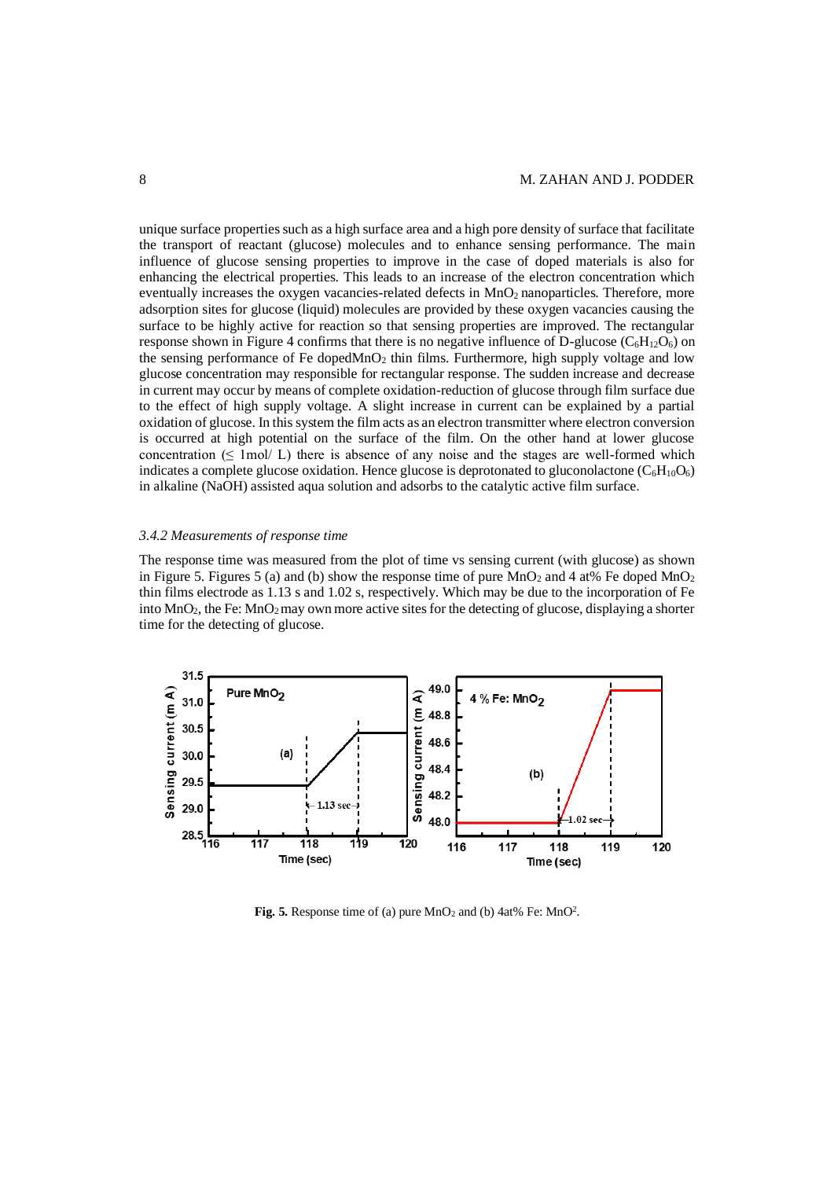unique surface properties such as a high surface area and a high pore density of surface that facilitate the transport of reactant (glucose) molecules and to enhance sensing performance. The main influence of glucose sensing properties to improve in the case of doped materials is also for enhancing the electrical properties. This leads to an increase of the electron concentration which eventually increases the oxygen vacancies-related defects in $MnO_2$ nanoparticles. Therefore, more adsorption sites for glucose (liquid) molecules are provided by these oxygen vacancies causing the surface to be highly active for reaction so that sensing properties are improved. The rectangular response shown in Figure 4 confirms that there is no negative influence of D-glucose ($C_6H_{12}O_6$) on the sensing performance of Fe doped$MnO_2$ thin films. Furthermore, high supply voltage and low glucose concentration may responsible for rectangular response. The sudden increase and decrease in current may occur by means of complete oxidation-reduction of glucose through film surface due to the effect of high supply voltage. A slight increase in current can be explained by a partial oxidation of glucose. In this system the film acts as an electron transmitter where electron conversion is occurred at high potential on the surface of the film. On the other hand at lower glucose concentration ($\leq$ 1mol/ L) there is absence of any noise and the stages are well-formed which indicates a complete glucose oxidation. Hence glucose is deprotonated to gluconolactone ($C_6H_{10}O_6$) in alkaline (NaOH) assisted aqua solution and adsorbs to the catalytic active film surface.

### *3.4.2 Measurements of response time*

The response time was measured from the plot of time vs sensing current (with glucose) as shown in Figure 5. Figures 5 (a) and (b) show the response time of pure $MnO_2$ and 4 at% Fe doped $MnO_2$ thin films electrode as 1.13 s and 1.02 s, respectively. Which may be due to the incorporation of Fe into $MnO_2$, the Fe: $MnO_2$ may own more active sites for the detecting of glucose, displaying a shorter time for the detecting of glucose.

**Fig. 5.** Response time of (a) pure $MnO_2$ and (b) 4at% Fe: $MnO^2$.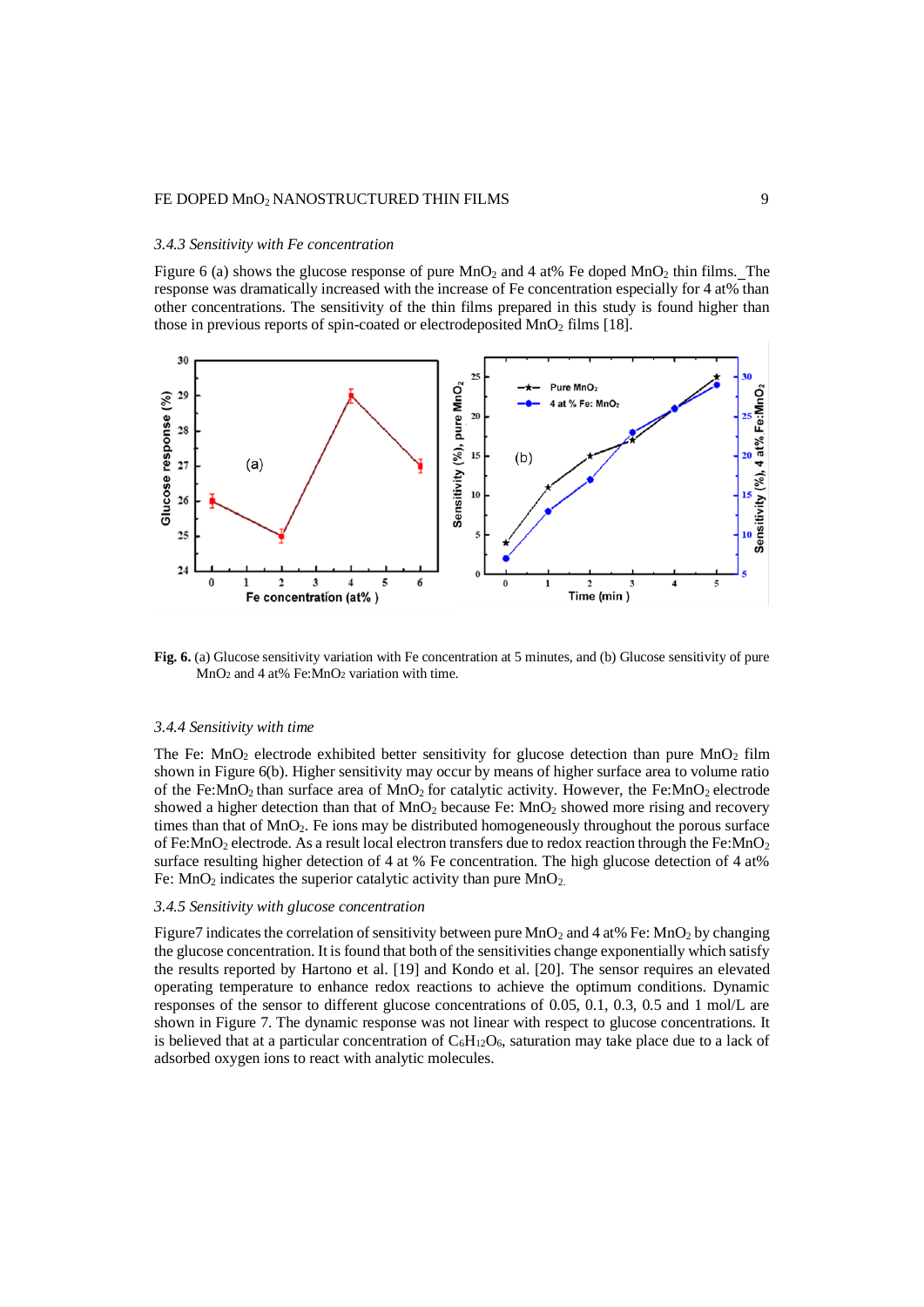### 3.4.3 Sensitivity with Fe concentration

Figure 6 (a) shows the glucose response of pure $MnO_2$ and 4 at% Fe doped $MnO_2$ thin films. The response was dramatically increased with the increase of Fe concentration especially for 4 at% than other concentrations. The sensitivity of the thin films prepared in this study is found higher than those in previous reports of spin-coated or electrodeposited $MnO_2$ films [18].

**Fig. 6.** (a) Glucose sensitivity variation with Fe concentration at 5 minutes, and (b) Glucose sensitivity of pure $MnO_2$ and 4 at% Fe:$MnO_2$ variation with time.

### 3.4.4 Sensitivity with time

The Fe: $MnO_2$ electrode exhibited better sensitivity for glucose detection than pure $MnO_2$ film shown in Figure 6(b). Higher sensitivity may occur by means of higher surface area to volume ratio of the Fe:$MnO_2$ than surface area of $MnO_2$ for catalytic activity. However, the Fe:$MnO_2$ electrode showed a higher detection than that of $MnO_2$ because Fe: $MnO_2$ showed more rising and recovery times than that of $MnO_2$. Fe ions may be distributed homogeneously throughout the porous surface of Fe:$MnO_2$ electrode. As a result local electron transfers due to redox reaction through the Fe:$MnO_2$ surface resulting higher detection of 4 at % Fe concentration. The high glucose detection of 4 at% Fe: $MnO_2$ indicates the superior catalytic activity than pure $MnO_2$.

### 3.4.5 Sensitivity with glucose concentration

Figure7 indicates the correlation of sensitivity between pure $MnO_2$ and 4 at% Fe: $MnO_2$ by changing the glucose concentration. It is found that both of the sensitivities change exponentially which satisfy the results reported by Hartono et al. [19] and Kondo et al. [20]. The sensor requires an elevated operating temperature to enhance redox reactions to achieve the optimum conditions. Dynamic responses of the sensor to different glucose concentrations of 0.05, 0.1, 0.3, 0.5 and 1 mol/L are shown in Figure 7. The dynamic response was not linear with respect to glucose concentrations. It is believed that at a particular concentration of $C_6H_{12}O_6$, saturation may take place due to a lack of adsorbed oxygen ions to react with analytic molecules.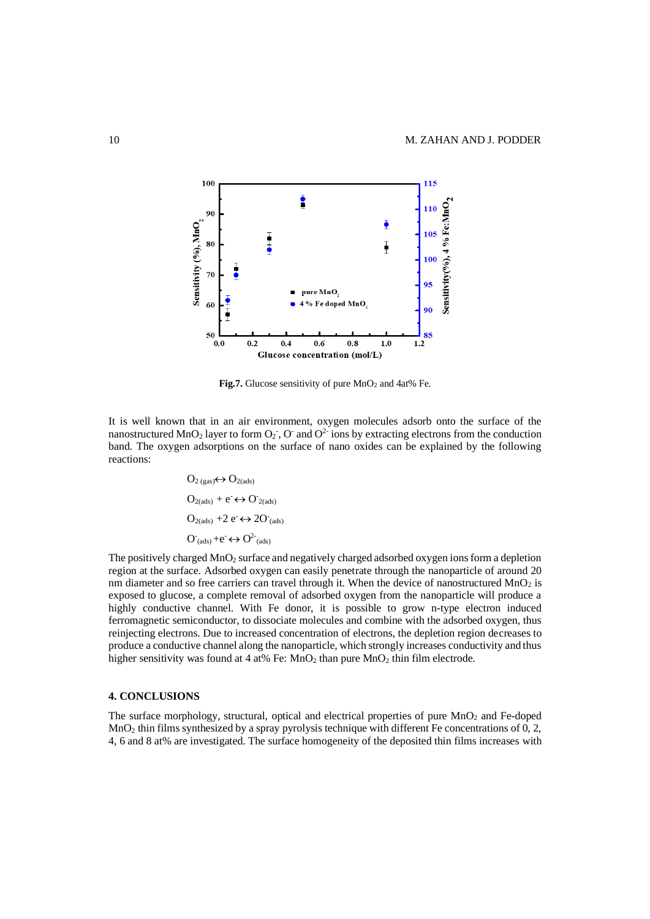Fig.7. Glucose sensitivity of pure $MnO_2$ and 4at% Fe.

It is well known that in an air environment, oxygen molecules adsorb onto the surface of the nanostructured $MnO_2$ layer to form $O_2^-$, $O^-$ and $O^{2-}$ ions by extracting electrons from the conduction band. The oxygen adsorptions on the surface of nano oxides can be explained by the following reactions:

$$O_{2\,(gas)} \leftrightarrow O_{2(ads)}$$

$$O_{2(ads)} + e^- \leftrightarrow O^-_{2(ads)}$$

$$O_{2(ads)} + 2\,e^- \leftrightarrow 2O^-_{(ads)}$$

$$O^-_{(ads)} + e^- \leftrightarrow O^{2-}_{(ads)}$$

The positively charged $MnO_2$ surface and negatively charged adsorbed oxygen ions form a depletion region at the surface. Adsorbed oxygen can easily penetrate through the nanoparticle of around 20 nm diameter and so free carriers can travel through it. When the device of nanostructured $MnO_2$ is exposed to glucose, a complete removal of adsorbed oxygen from the nanoparticle will produce a highly conductive channel. With Fe donor, it is possible to grow n-type electron induced ferromagnetic semiconductor, to dissociate molecules and combine with the adsorbed oxygen, thus reinjecting electrons. Due to increased concentration of electrons, the depletion region decreases to produce a conductive channel along the nanoparticle, which strongly increases conductivity and thus higher sensitivity was found at 4 at% Fe: $MnO_2$ than pure $MnO_2$ thin film electrode.

## 4. CONCLUSIONS

The surface morphology, structural, optical and electrical properties of pure $MnO_2$ and Fe-doped $MnO_2$ thin films synthesized by a spray pyrolysis technique with different Fe concentrations of 0, 2, 4, 6 and 8 at% are investigated. The surface homogeneity of the deposited thin films increases with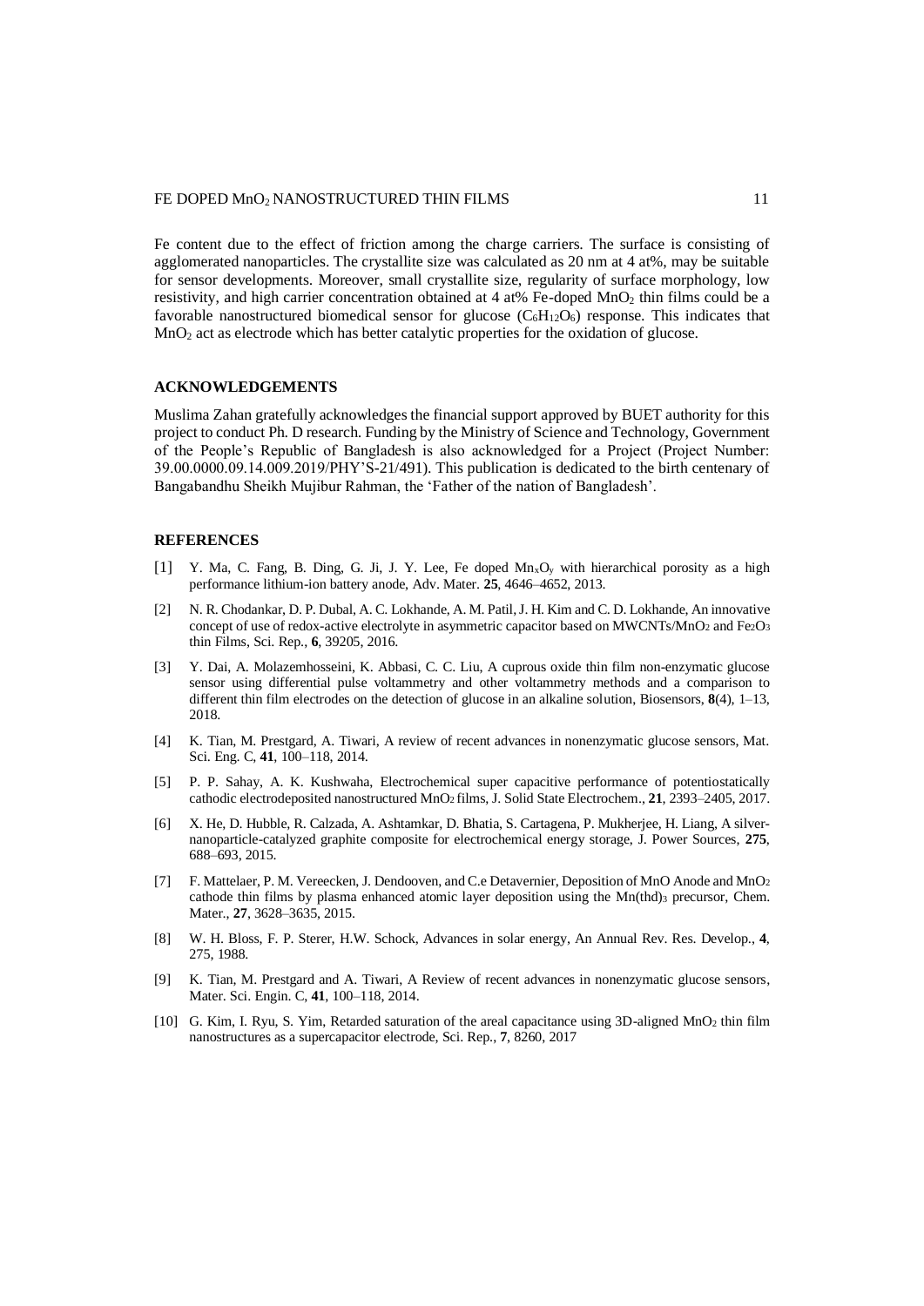Fe content due to the effect of friction among the charge carriers. The surface is consisting of agglomerated nanoparticles. The crystallite size was calculated as 20 nm at 4 at%, may be suitable for sensor developments. Moreover, small crystallite size, regularity of surface morphology, low resistivity, and high carrier concentration obtained at 4 at% Fe-doped $MnO_2$ thin films could be a favorable nanostructured biomedical sensor for glucose ($C_6H_{12}O_6$) response. This indicates that $MnO_2$ act as electrode which has better catalytic properties for the oxidation of glucose.

## ACKNOWLEDGEMENTS

Muslima Zahan gratefully acknowledges the financial support approved by BUET authority for this project to conduct Ph. D research. Funding by the Ministry of Science and Technology, Government of the People's Republic of Bangladesh is also acknowledged for a Project (Project Number: 39.00.0000.09.14.009.2019/PHY'S-21/491). This publication is dedicated to the birth centenary of Bangabandhu Sheikh Mujibur Rahman, the 'Father of the nation of Bangladesh'.

## REFERENCES

[1] Y. Ma, C. Fang, B. Ding, G. Ji, J. Y. Lee, Fe doped $Mn_xO_y$ with hierarchical porosity as a high performance lithium-ion battery anode, Adv. Mater. **25**, 4646–4652, 2013.

[2] N. R. Chodankar, D. P. Dubal, A. C. Lokhande, A. M. Patil, J. H. Kim and C. D. Lokhande, An innovative concept of use of redox-active electrolyte in asymmetric capacitor based on MWCNTs/$MnO_2$ and $Fe_2O_3$ thin Films, Sci. Rep., **6**, 39205, 2016.

[3] Y. Dai, A. Molazemhosseini, K. Abbasi, C. C. Liu, A cuprous oxide thin film non-enzymatic glucose sensor using differential pulse voltammetry and other voltammetry methods and a comparison to different thin film electrodes on the detection of glucose in an alkaline solution, Biosensors, **8**(4), 1–13, 2018.

[4] K. Tian, M. Prestgard, A. Tiwari, A review of recent advances in nonenzymatic glucose sensors, Mat. Sci. Eng. C, **41**, 100–118, 2014.

[5] P. P. Sahay, A. K. Kushwaha, Electrochemical super capacitive performance of potentiostatically cathodic electrodeposited nanostructured $MnO_2$ films, J. Solid State Electrochem., **21**, 2393–2405, 2017.

[6] X. He, D. Hubble, R. Calzada, A. Ashtamkar, D. Bhatia, S. Cartagena, P. Mukherjee, H. Liang, A silver-nanoparticle-catalyzed graphite composite for electrochemical energy storage, J. Power Sources, **275**, 688–693, 2015.

[7] F. Mattelaer, P. M. Vereecken, J. Dendooven, and C.e Detavernier, Deposition of MnO Anode and $MnO_2$ cathode thin films by plasma enhanced atomic layer deposition using the $Mn(thd)_3$ precursor, Chem. Mater., **27**, 3628–3635, 2015.

[8] W. H. Bloss, F. P. Sterer, H.W. Schock, Advances in solar energy, An Annual Rev. Res. Develop., **4**, 275, 1988.

[9] K. Tian, M. Prestgard and A. Tiwari, A Review of recent advances in nonenzymatic glucose sensors, Mater. Sci. Engin. C, **41**, 100–118, 2014.

[10] G. Kim, I. Ryu, S. Yim, Retarded saturation of the areal capacitance using 3D-aligned $MnO_2$ thin film nanostructures as a supercapacitor electrode, Sci. Rep., **7**, 8260, 2017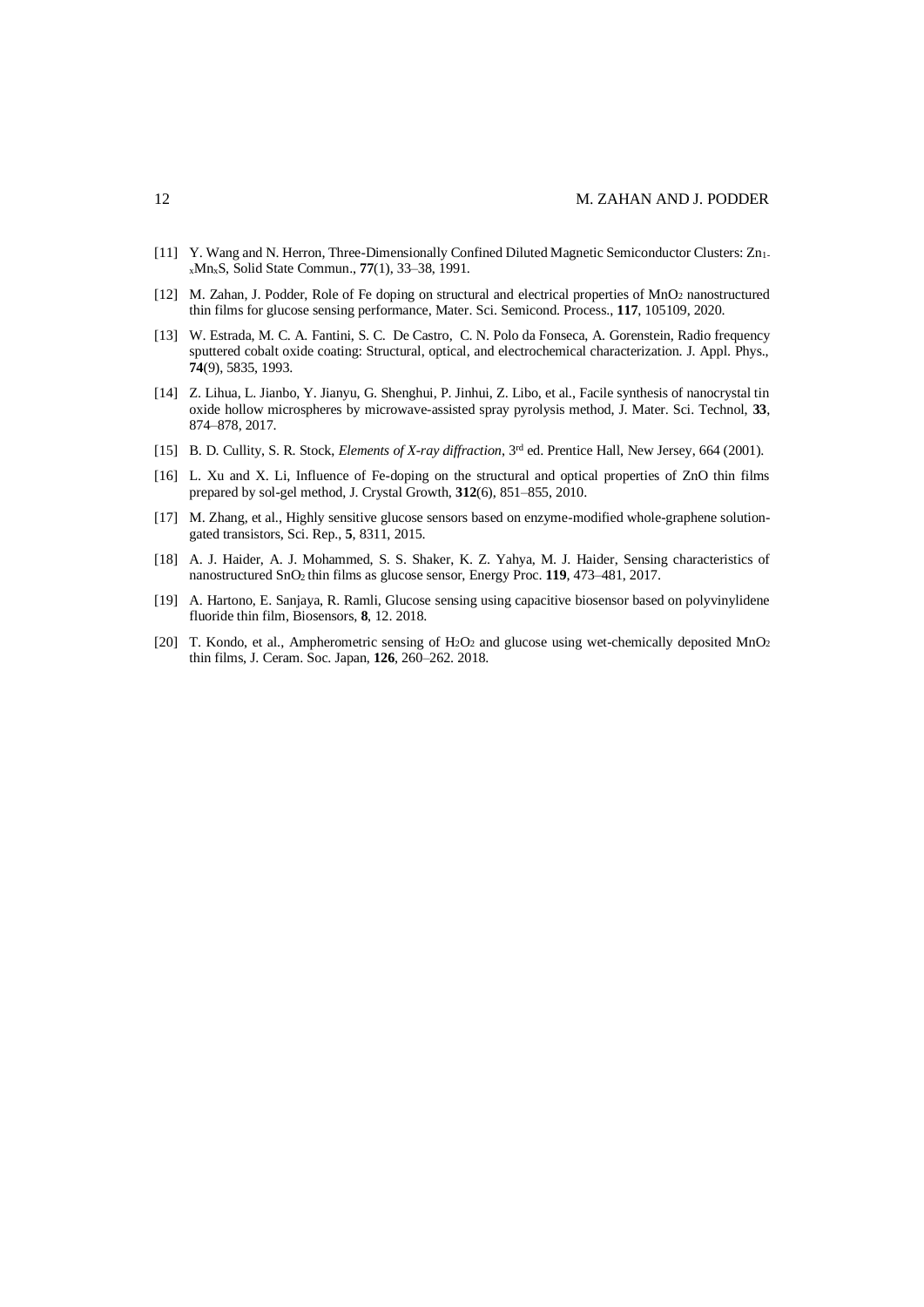[11] Y. Wang and N. Herron, Three-Dimensionally Confined Diluted Magnetic Semiconductor Clusters: $Zn_{1-x}Mn_xS$, Solid State Commun., **77**(1), 33–38, 1991.

[12] M. Zahan, J. Podder, Role of Fe doping on structural and electrical properties of $MnO_2$ nanostructured thin films for glucose sensing performance, Mater. Sci. Semicond. Process., **117**, 105109, 2020.

[13] W. Estrada, M. C. A. Fantini, S. C. De Castro, C. N. Polo da Fonseca, A. Gorenstein, Radio frequency sputtered cobalt oxide coating: Structural, optical, and electrochemical characterization. J. Appl. Phys., **74**(9), 5835, 1993.

[14] Z. Lihua, L. Jianbo, Y. Jianyu, G. Shenghui, P. Jinhui, Z. Libo, et al., Facile synthesis of nanocrystal tin oxide hollow microspheres by microwave-assisted spray pyrolysis method, J. Mater. Sci. Technol, **33**, 874–878, 2017.

[15] B. D. Cullity, S. R. Stock, *Elements of X-ray diffraction*, 3rd ed. Prentice Hall, New Jersey, 664 (2001).

[16] L. Xu and X. Li, Influence of Fe-doping on the structural and optical properties of ZnO thin films prepared by sol-gel method, J. Crystal Growth, **312**(6), 851–855, 2010.

[17] M. Zhang, et al., Highly sensitive glucose sensors based on enzyme-modified whole-graphene solution-gated transistors, Sci. Rep., **5**, 8311, 2015.

[18] A. J. Haider, A. J. Mohammed, S. S. Shaker, K. Z. Yahya, M. J. Haider, Sensing characteristics of nanostructured $SnO_2$ thin films as glucose sensor, Energy Proc. **119**, 473–481, 2017.

[19] A. Hartono, E. Sanjaya, R. Ramli, Glucose sensing using capacitive biosensor based on polyvinylidene fluoride thin film, Biosensors, **8**, 12. 2018.

[20] T. Kondo, et al., Ampherometric sensing of $H_2O_2$ and glucose using wet-chemically deposited $MnO_2$ thin films, J. Ceram. Soc. Japan, **126**, 260–262. 2018.